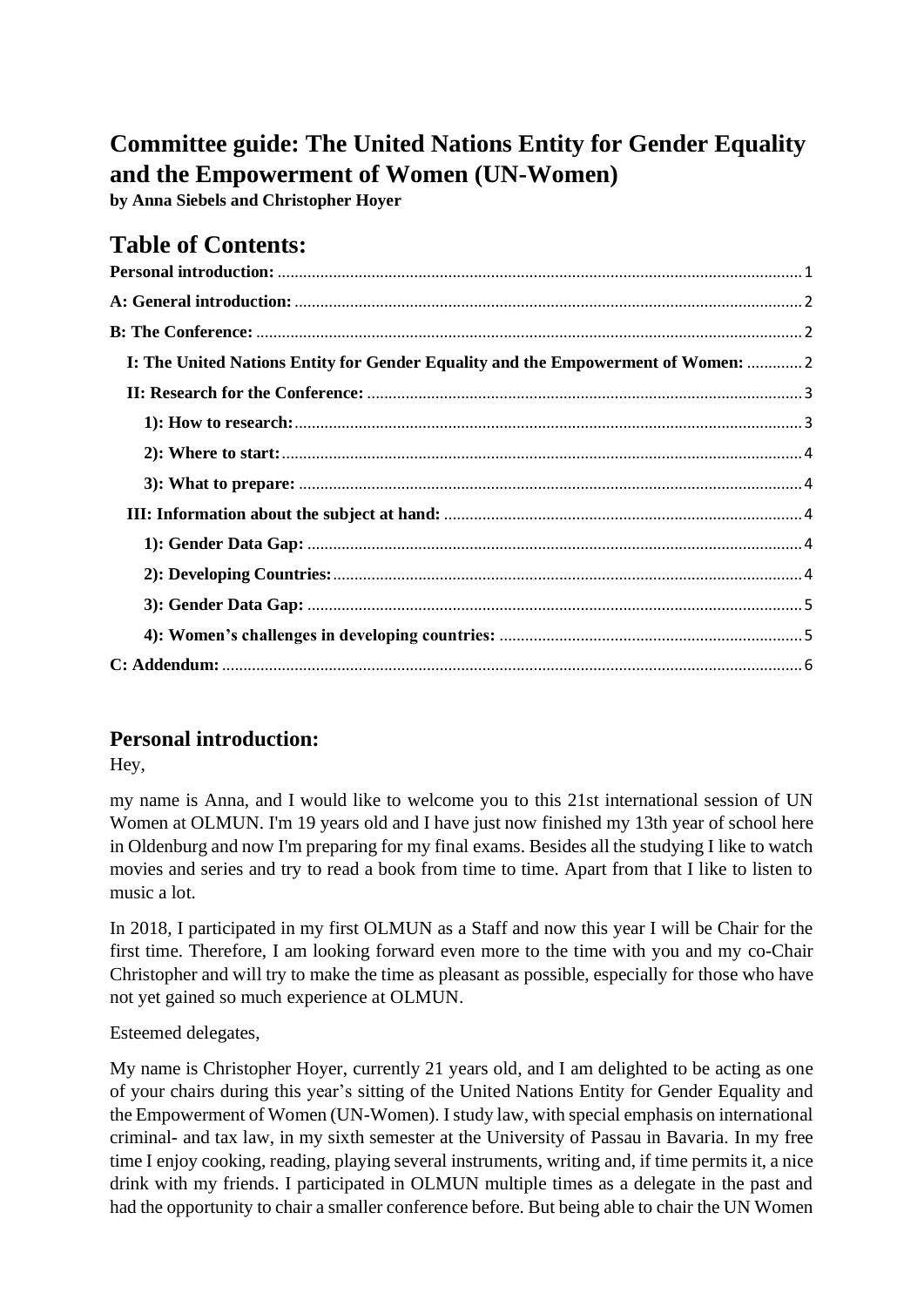# Committee guide: The United Nations Entity for Gender Equality and the Empowerment of Women (UN-Women)

**by Anna Siebels and Christopher Hoyer**

# Table of Contents:

**Personal introduction:** ... 1

**A: General introduction:** ... 2

**B: The Conference:** ... 2

- **I: The United Nations Entity for Gender Equality and the Empowerment of Women:** ... 2
- **II: Research for the Conference:** ... 3
  - **1): How to research:** ... 3
  - **2): Where to start:** ... 4
  - **3): What to prepare:** ... 4
- **III: Information about the subject at hand:** ... 4
  - **1): Gender Data Gap:** ... 4
  - **2): Developing Countries:** ... 4
  - **3): Gender Data Gap:** ... 5
  - **4): Women's challenges in developing countries:** ... 5

**C: Addendum:** ... 6

## Personal introduction:

Hey,

my name is Anna, and I would like to welcome you to this 21st international session of UN Women at OLMUN. I'm 19 years old and I have just now finished my 13th year of school here in Oldenburg and now I'm preparing for my final exams. Besides all the studying I like to watch movies and series and try to read a book from time to time. Apart from that I like to listen to music a lot.

In 2018, I participated in my first OLMUN as a Staff and now this year I will be Chair for the first time. Therefore, I am looking forward even more to the time with you and my co-Chair Christopher and will try to make the time as pleasant as possible, especially for those who have not yet gained so much experience at OLMUN.

Esteemed delegates,

My name is Christopher Hoyer, currently 21 years old, and I am delighted to be acting as one of your chairs during this year's sitting of the United Nations Entity for Gender Equality and the Empowerment of Women (UN-Women). I study law, with special emphasis on international criminal- and tax law, in my sixth semester at the University of Passau in Bavaria. In my free time I enjoy cooking, reading, playing several instruments, writing and, if time permits it, a nice drink with my friends. I participated in OLMUN multiple times as a delegate in the past and had the opportunity to chair a smaller conference before. But being able to chair the UN Women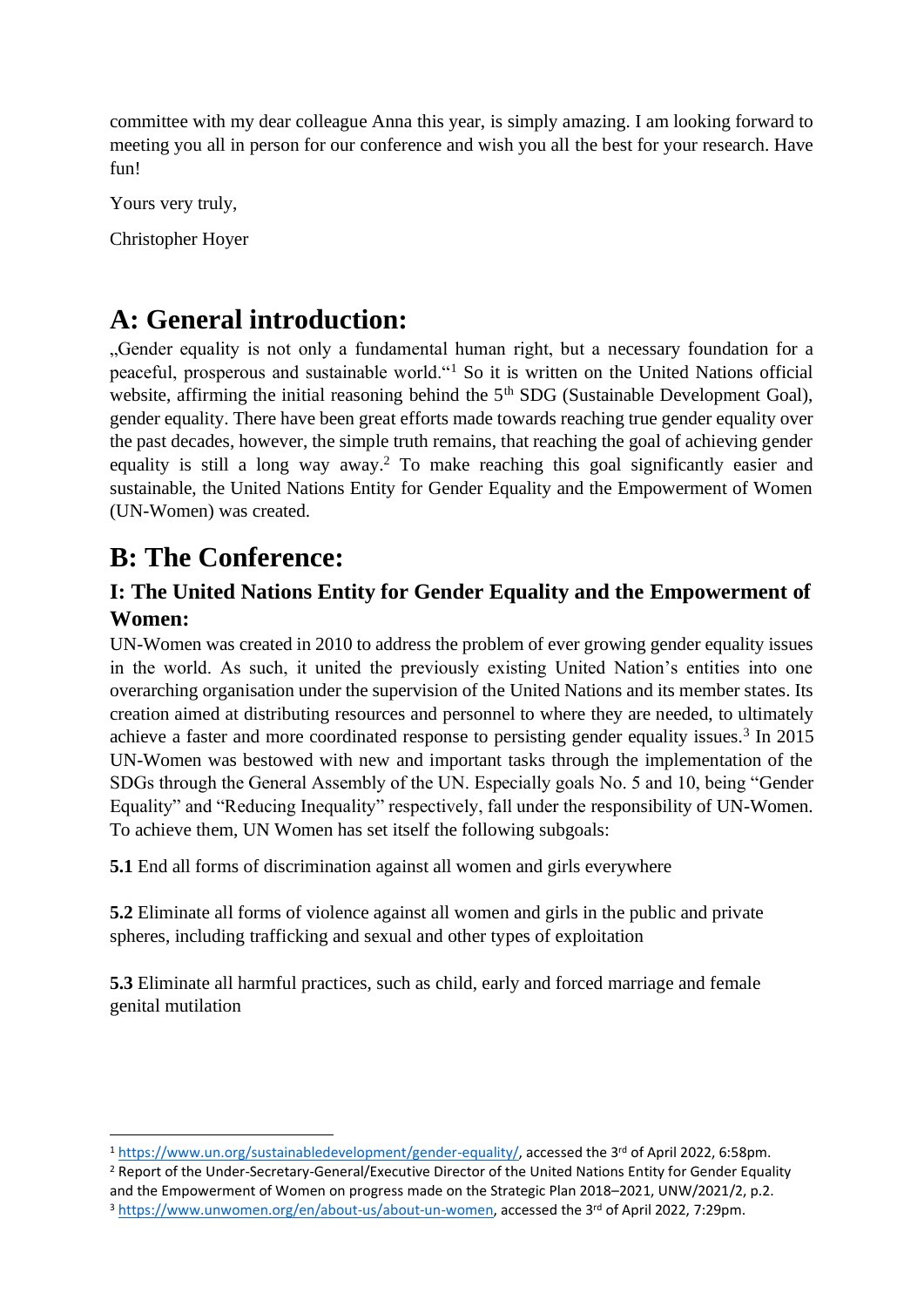committee with my dear colleague Anna this year, is simply amazing. I am looking forward to meeting you all in person for our conference and wish you all the best for your research. Have fun!

Yours very truly,

Christopher Hoyer

# A: General introduction:

„Gender equality is not only a fundamental human right, but a necessary foundation for a peaceful, prosperous and sustainable world."[1] So it is written on the United Nations official website, affirming the initial reasoning behind the 5th SDG (Sustainable Development Goal), gender equality. There have been great efforts made towards reaching true gender equality over the past decades, however, the simple truth remains, that reaching the goal of achieving gender equality is still a long way away.[2] To make reaching this goal significantly easier and sustainable, the United Nations Entity for Gender Equality and the Empowerment of Women (UN-Women) was created.

# B: The Conference:

## I: The United Nations Entity for Gender Equality and the Empowerment of Women:

UN-Women was created in 2010 to address the problem of ever growing gender equality issues in the world. As such, it united the previously existing United Nation's entities into one overarching organisation under the supervision of the United Nations and its member states. Its creation aimed at distributing resources and personnel to where they are needed, to ultimately achieve a faster and more coordinated response to persisting gender equality issues.[3] In 2015 UN-Women was bestowed with new and important tasks through the implementation of the SDGs through the General Assembly of the UN. Especially goals No. 5 and 10, being "Gender Equality" and "Reducing Inequality" respectively, fall under the responsibility of UN-Women. To achieve them, UN Women has set itself the following subgoals:

**5.1** End all forms of discrimination against all women and girls everywhere

**5.2** Eliminate all forms of violence against all women and girls in the public and private spheres, including trafficking and sexual and other types of exploitation

**5.3** Eliminate all harmful practices, such as child, early and forced marriage and female genital mutilation

---

[1] https://www.un.org/sustainabledevelopment/gender-equality/, accessed the 3rd of April 2022, 6:58pm.

[2] Report of the Under-Secretary-General/Executive Director of the United Nations Entity for Gender Equality and the Empowerment of Women on progress made on the Strategic Plan 2018–2021, UNW/2021/2, p.2.

[3] https://www.unwomen.org/en/about-us/about-un-women, accessed the 3rd of April 2022, 7:29pm.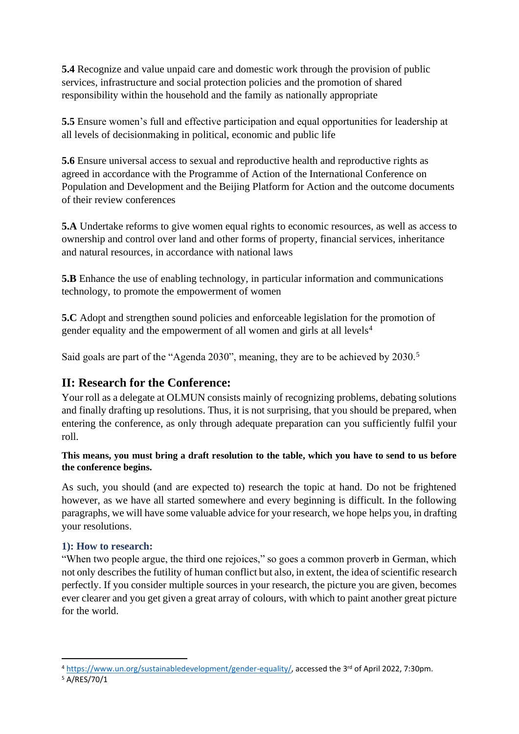**5.4** Recognize and value unpaid care and domestic work through the provision of public services, infrastructure and social protection policies and the promotion of shared responsibility within the household and the family as nationally appropriate

**5.5** Ensure women's full and effective participation and equal opportunities for leadership at all levels of decisionmaking in political, economic and public life

**5.6** Ensure universal access to sexual and reproductive health and reproductive rights as agreed in accordance with the Programme of Action of the International Conference on Population and Development and the Beijing Platform for Action and the outcome documents of their review conferences

**5.A** Undertake reforms to give women equal rights to economic resources, as well as access to ownership and control over land and other forms of property, financial services, inheritance and natural resources, in accordance with national laws

**5.B** Enhance the use of enabling technology, in particular information and communications technology, to promote the empowerment of women

**5.C** Adopt and strengthen sound policies and enforceable legislation for the promotion of gender equality and the empowerment of all women and girls at all levels[4]

Said goals are part of the "Agenda 2030", meaning, they are to be achieved by 2030.[5]

## II: Research for the Conference:

Your roll as a delegate at OLMUN consists mainly of recognizing problems, debating solutions and finally drafting up resolutions. Thus, it is not surprising, that you should be prepared, when entering the conference, as only through adequate preparation can you sufficiently fulfil your roll.

**This means, you must bring a draft resolution to the table, which you have to send to us before the conference begins.**

As such, you should (and are expected to) research the topic at hand. Do not be frightened however, as we have all started somewhere and every beginning is difficult. In the following paragraphs, we will have some valuable advice for your research, we hope helps you, in drafting your resolutions.

### 1): How to research:

"When two people argue, the third one rejoices," so goes a common proverb in German, which not only describes the futility of human conflict but also, in extent, the idea of scientific research perfectly. If you consider multiple sources in your research, the picture you are given, becomes ever clearer and you get given a great array of colours, with which to paint another great picture for the world.

---

[4] https://www.un.org/sustainabledevelopment/gender-equality/, accessed the 3rd of April 2022, 7:30pm.

[5] A/RES/70/1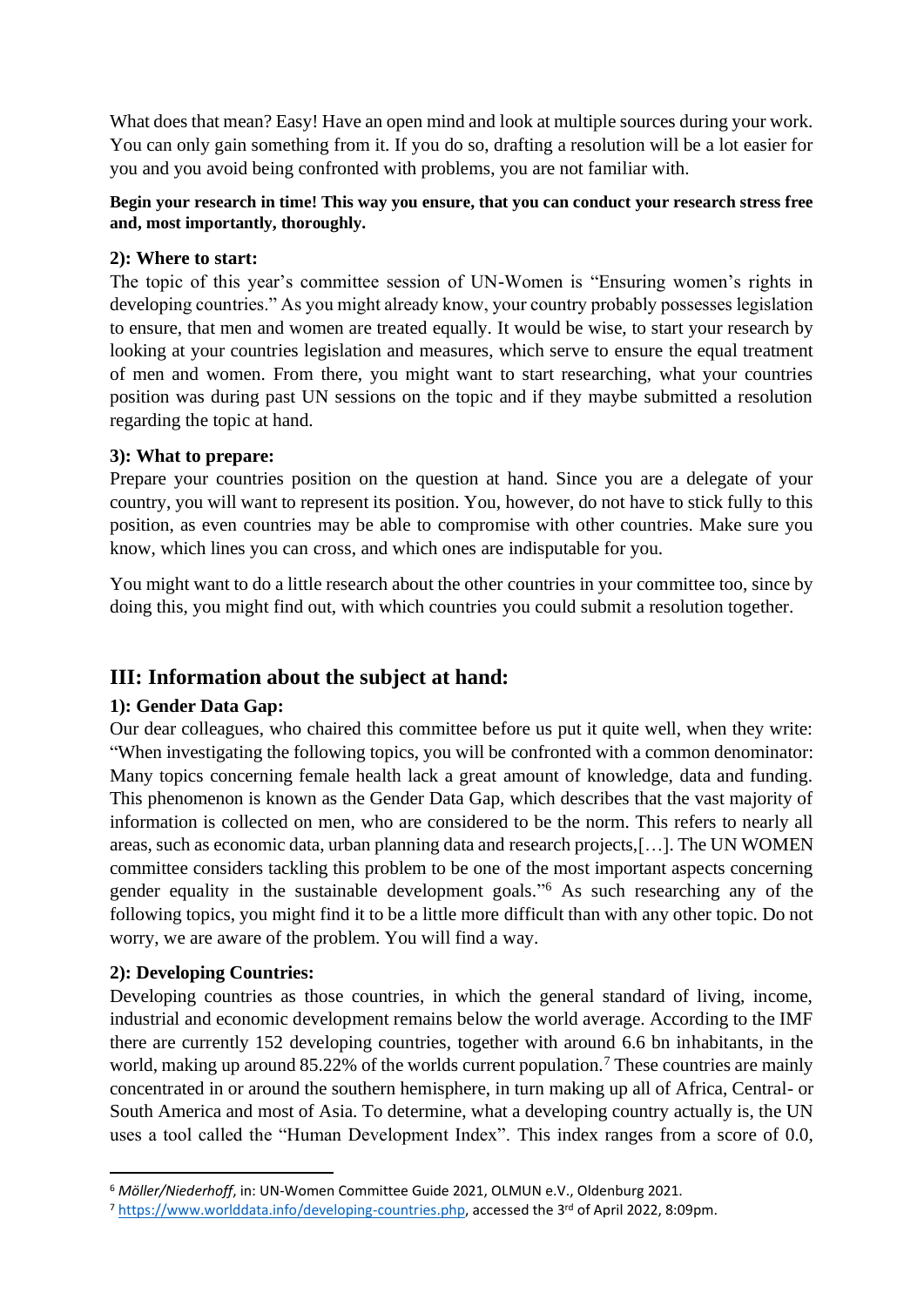What does that mean? Easy! Have an open mind and look at multiple sources during your work. You can only gain something from it. If you do so, drafting a resolution will be a lot easier for you and you avoid being confronted with problems, you are not familiar with.

**Begin your research in time! This way you ensure, that you can conduct your research stress free and, most importantly, thoroughly.**

### 2): Where to start:

The topic of this year's committee session of UN-Women is "Ensuring women's rights in developing countries." As you might already know, your country probably possesses legislation to ensure, that men and women are treated equally. It would be wise, to start your research by looking at your countries legislation and measures, which serve to ensure the equal treatment of men and women. From there, you might want to start researching, what your countries position was during past UN sessions on the topic and if they maybe submitted a resolution regarding the topic at hand.

### 3): What to prepare:

Prepare your countries position on the question at hand. Since you are a delegate of your country, you will want to represent its position. You, however, do not have to stick fully to this position, as even countries may be able to compromise with other countries. Make sure you know, which lines you can cross, and which ones are indisputable for you.

You might want to do a little research about the other countries in your committee too, since by doing this, you might find out, with which countries you could submit a resolution together.

## III: Information about the subject at hand:

### 1): Gender Data Gap:

Our dear colleagues, who chaired this committee before us put it quite well, when they write: "When investigating the following topics, you will be confronted with a common denominator: Many topics concerning female health lack a great amount of knowledge, data and funding. This phenomenon is known as the Gender Data Gap, which describes that the vast majority of information is collected on men, who are considered to be the norm. This refers to nearly all areas, such as economic data, urban planning data and research projects,[…]. The UN WOMEN committee considers tackling this problem to be one of the most important aspects concerning gender equality in the sustainable development goals."[6] As such researching any of the following topics, you might find it to be a little more difficult than with any other topic. Do not worry, we are aware of the problem. You will find a way.

### 2): Developing Countries:

Developing countries as those countries, in which the general standard of living, income, industrial and economic development remains below the world average. According to the IMF there are currently 152 developing countries, together with around 6.6 bn inhabitants, in the world, making up around 85.22% of the worlds current population.[7] These countries are mainly concentrated in or around the southern hemisphere, in turn making up all of Africa, Central- or South America and most of Asia. To determine, what a developing country actually is, the UN uses a tool called the "Human Development Index". This index ranges from a score of 0.0,

---

[6] *Möller/Niederhoff*, in: UN-Women Committee Guide 2021, OLMUN e.V., Oldenburg 2021.

[7] https://www.worlddata.info/developing-countries.php, accessed the 3rd of April 2022, 8:09pm.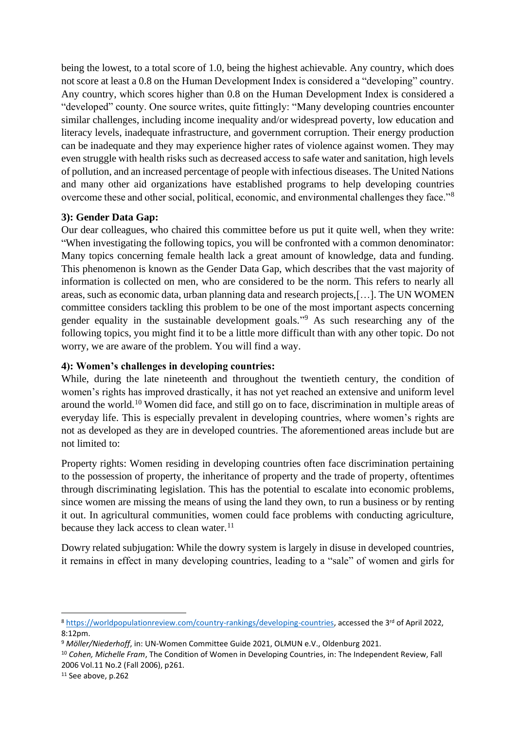being the lowest, to a total score of 1.0, being the highest achievable. Any country, which does not score at least a 0.8 on the Human Development Index is considered a "developing" country. Any country, which scores higher than 0.8 on the Human Development Index is considered a "developed" county. One source writes, quite fittingly: "Many developing countries encounter similar challenges, including income inequality and/or widespread poverty, low education and literacy levels, inadequate infrastructure, and government corruption. Their energy production can be inadequate and they may experience higher rates of violence against women. They may even struggle with health risks such as decreased access to safe water and sanitation, high levels of pollution, and an increased percentage of people with infectious diseases. The United Nations and many other aid organizations have established programs to help developing countries overcome these and other social, political, economic, and environmental challenges they face."[8]

**3): Gender Data Gap:**

Our dear colleagues, who chaired this committee before us put it quite well, when they write: "When investigating the following topics, you will be confronted with a common denominator: Many topics concerning female health lack a great amount of knowledge, data and funding. This phenomenon is known as the Gender Data Gap, which describes that the vast majority of information is collected on men, who are considered to be the norm. This refers to nearly all areas, such as economic data, urban planning data and research projects,[…]. The UN WOMEN committee considers tackling this problem to be one of the most important aspects concerning gender equality in the sustainable development goals."[9] As such researching any of the following topics, you might find it to be a little more difficult than with any other topic. Do not worry, we are aware of the problem. You will find a way.

**4): Women's challenges in developing countries:**

While, during the late nineteenth and throughout the twentieth century, the condition of women's rights has improved drastically, it has not yet reached an extensive and uniform level around the world.[10] Women did face, and still go on to face, discrimination in multiple areas of everyday life. This is especially prevalent in developing countries, where women's rights are not as developed as they are in developed countries. The aforementioned areas include but are not limited to:

Property rights: Women residing in developing countries often face discrimination pertaining to the possession of property, the inheritance of property and the trade of property, oftentimes through discriminating legislation. This has the potential to escalate into economic problems, since women are missing the means of using the land they own, to run a business or by renting it out. In agricultural communities, women could face problems with conducting agriculture, because they lack access to clean water.[11]

Dowry related subjugation: While the dowry system is largely in disuse in developed countries, it remains in effect in many developing countries, leading to a "sale" of women and girls for

---

[8] https://worldpopulationreview.com/country-rankings/developing-countries, accessed the 3rd of April 2022, 8:12pm.

[9] *Möller/Niederhoff*, in: UN-Women Committee Guide 2021, OLMUN e.V., Oldenburg 2021.

[10] *Cohen, Michelle Fram*, The Condition of Women in Developing Countries, in: The Independent Review, Fall 2006 Vol.11 No.2 (Fall 2006), p261.

[11] See above, p.262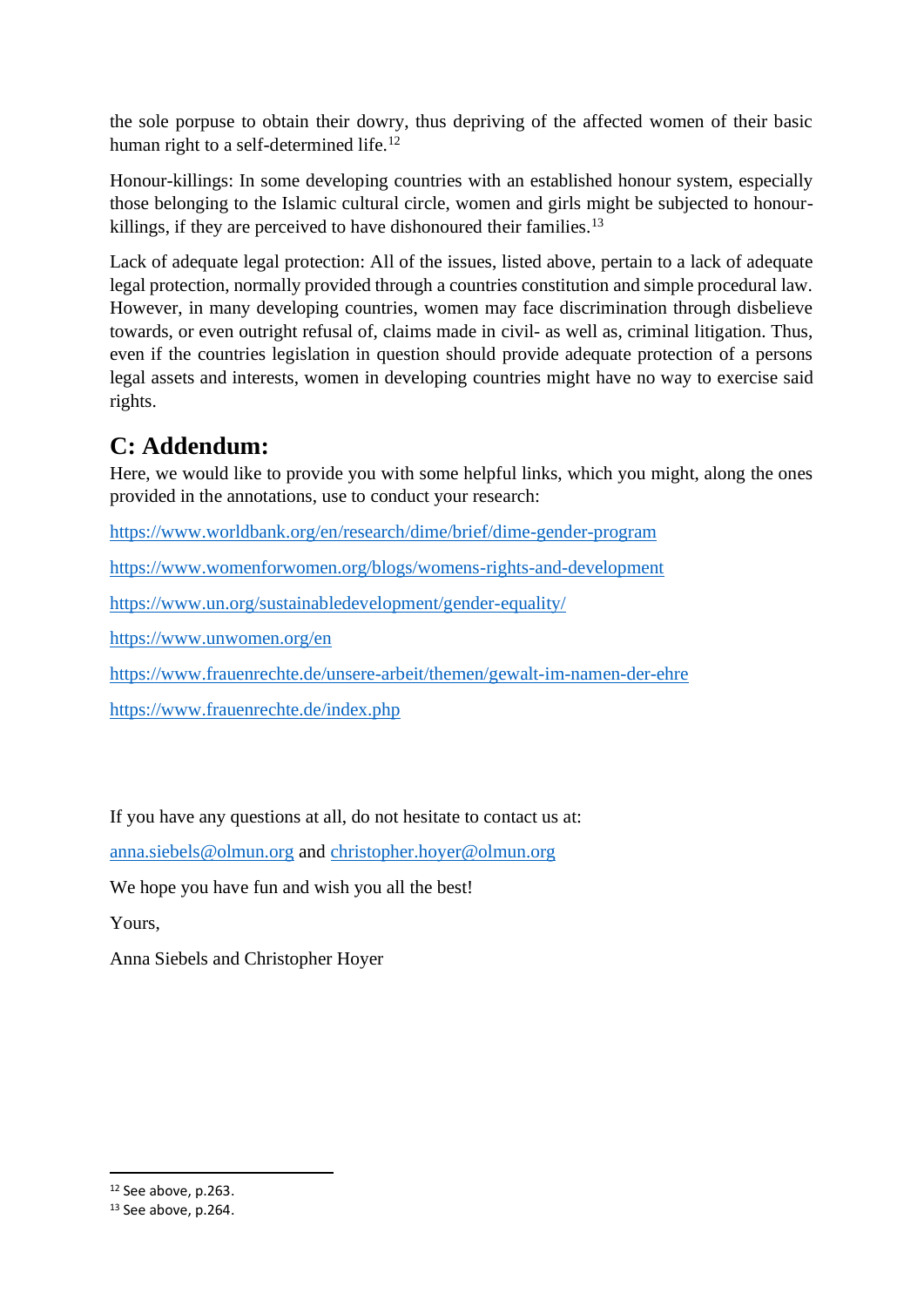the sole porpuse to obtain their dowry, thus depriving of the affected women of their basic human right to a self-determined life.[12]

Honour-killings: In some developing countries with an established honour system, especially those belonging to the Islamic cultural circle, women and girls might be subjected to honour-killings, if they are perceived to have dishonoured their families.[13]

Lack of adequate legal protection: All of the issues, listed above, pertain to a lack of adequate legal protection, normally provided through a countries constitution and simple procedural law. However, in many developing countries, women may face discrimination through disbelieve towards, or even outright refusal of, claims made in civil- as well as, criminal litigation. Thus, even if the countries legislation in question should provide adequate protection of a persons legal assets and interests, women in developing countries might have no way to exercise said rights.

## C: Addendum:

Here, we would like to provide you with some helpful links, which you might, along the ones provided in the annotations, use to conduct your research:

https://www.worldbank.org/en/research/dime/brief/dime-gender-program

https://www.womenforwomen.org/blogs/womens-rights-and-development

https://www.un.org/sustainabledevelopment/gender-equality/

https://www.unwomen.org/en

https://www.frauenrechte.de/unsere-arbeit/themen/gewalt-im-namen-der-ehre

https://www.frauenrechte.de/index.php

If you have any questions at all, do not hesitate to contact us at:

anna.siebels@olmun.org and christopher.hoyer@olmun.org

We hope you have fun and wish you all the best!

Yours,

Anna Siebels and Christopher Hoyer

---

[12] See above, p.263.

[13] See above, p.264.